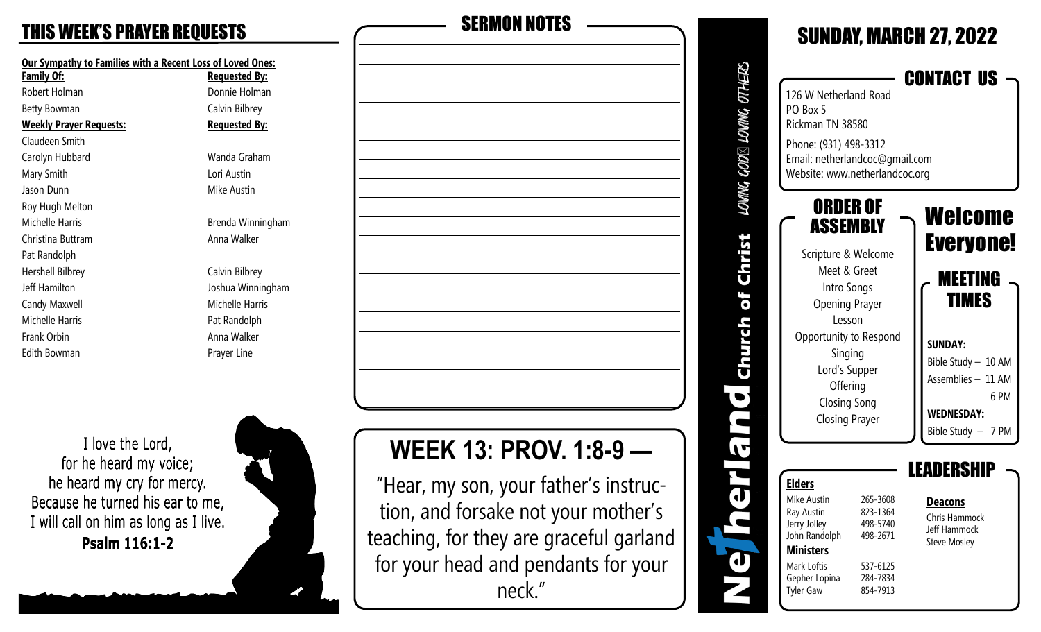## THIS WEEK'S PRAYER REQUESTS

**Our Sympathy to Families with a Recent Loss of Loved Ones:**

| Family Of: | Requested By: |
|---|---|
| Robert Holman | Donnie Holman |
| Betty Bowman | Calvin Bilbrey |

| Weekly Prayer Requests: | Requested By: |
|---|---|
| Claudeen Smith | |
| Carolyn Hubbard | Wanda Graham |
| Mary Smith | Lori Austin |
| Jason Dunn | Mike Austin |
| Roy Hugh Melton | |
| Michelle Harris | Brenda Winningham |
| Christina Buttram | Anna Walker |
| Pat Randolph | |
| Hershell Bilbrey | Calvin Bilbrey |
| Jeff Hamilton | Joshua Winningham |
| Candy Maxwell | Michelle Harris |
| Michelle Harris | Pat Randolph |
| Frank Orbin | Anna Walker |
| Edith Bowman | Prayer Line |

I love the Lord,
for he heard my voice;
he heard my cry for mercy.
Because he turned his ear to me,
I will call on him as long as I live.
**Psalm 116:1-2**

## SERMON NOTES

## WEEK 13: PROV. 1:8-9 —

"Hear, my son, your father's instruction, and forsake not your mother's teaching, for they are graceful garland for your head and pendants for your neck."

**Netherland Church of Christ**

*LOVING GOD LOVING OTHERS*

## SUNDAY, MARCH 27, 2022

### CONTACT US

126 W Netherland Road
PO Box 5
Rickman TN 38580

Phone: (931) 498-3312
Email: netherlandcoc@gmail.com
Website: www.netherlandcoc.org

### ORDER OF ASSEMBLY

Scripture & Welcome
Meet & Greet
Intro Songs
Opening Prayer
Lesson
Opportunity to Respond
Singing
Lord's Supper
Offering
Closing Song
Closing Prayer

### Welcome Everyone!

### MEETING TIMES

**SUNDAY:**
Bible Study – 10 AM
Assemblies – 11 AM
6 PM

**WEDNESDAY:**
Bible Study – 7 PM

### LEADERSHIP

**Elders**

| | |
|---|---|
| Mike Austin | 265-3608 |
| Ray Austin | 823-1364 |
| Jerry Jolley | 498-5740 |
| John Randolph | 498-2671 |

**Ministers**

| | |
|---|---|
| Mark Loftis | 537-6125 |
| Gepher Lopina | 284-7834 |
| Tyler Gaw | 854-7913 |

**Deacons**

Chris Hammock
Jeff Hammock
Steve Mosley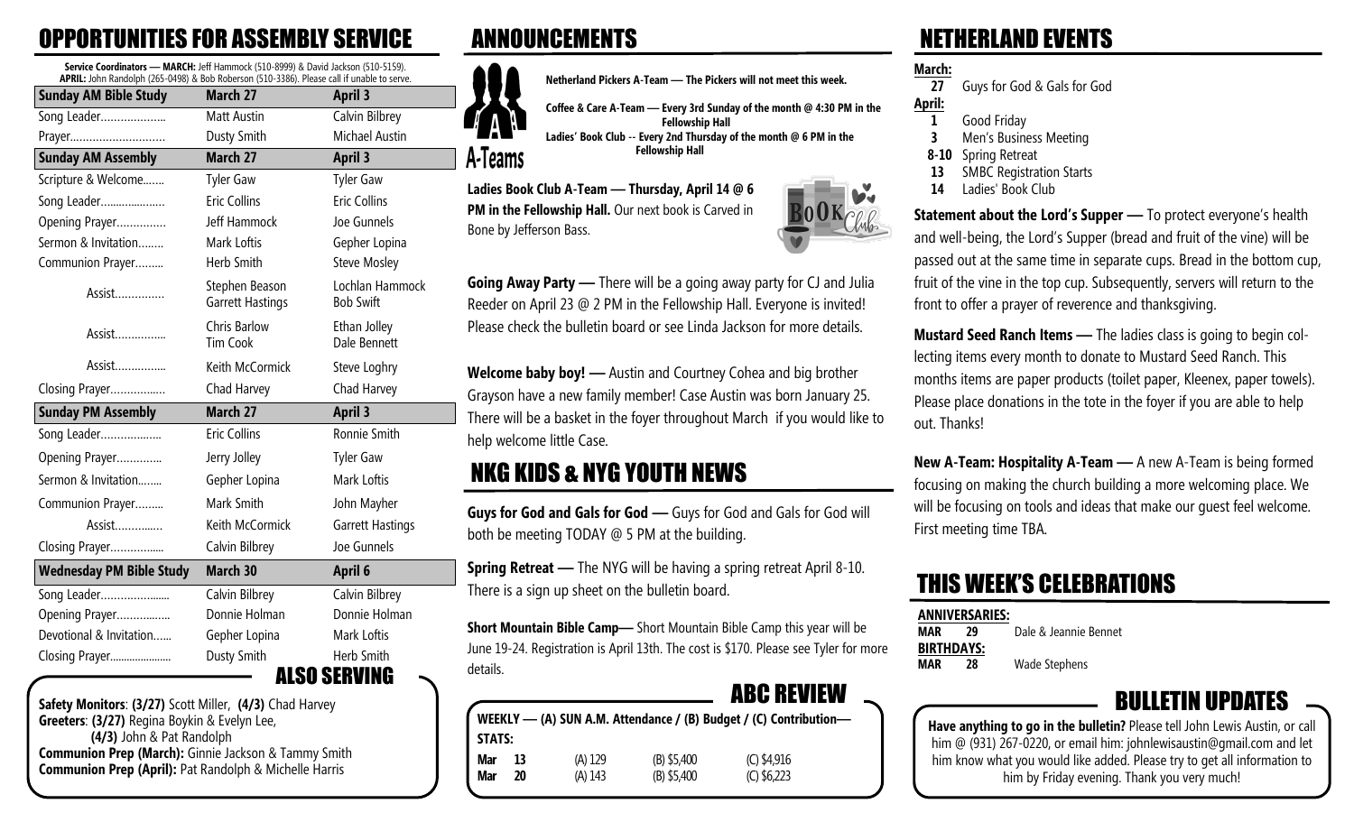# OPPORTUNITIES FOR ASSEMBLY SERVICE

**Service Coordinators — MARCH:** Jeff Hammock (510-8999) & David Jackson (510-5159).
**APRIL:** John Randolph (265-0498) & Bob Roberson (510-3386). Please call if unable to serve.

| Sunday AM Bible Study | March 27 | April 3 |
|---|---|---|
| Song Leader.................... | Matt Austin | Calvin Bilbrey |
| Prayer.............................. | Dusty Smith | Michael Austin |
| **Sunday AM Assembly** | **March 27** | **April 3** |
| Scripture & Welcome....... | Tyler Gaw | Tyler Gaw |
| Song Leader...................... | Eric Collins | Eric Collins |
| Opening Prayer............... | Jeff Hammock | Joe Gunnels |
| Sermon & Invitation........ | Mark Loftis | Gepher Lopina |
| Communion Prayer......... | Herb Smith | Steve Mosley |
| Assist............... | Stephen Beason, Garrett Hastings | Lochlan Hammock, Bob Swift |
| Assist................ | Chris Barlow, Tim Cook | Ethan Jolley, Dale Bennett |
| Assist................ | Keith McCormick | Steve Loghry |
| Closing Prayer................. | Chad Harvey | Chad Harvey |
| **Sunday PM Assembly** | **March 27** | **April 3** |
| Song Leader.................... | Eric Collins | Ronnie Smith |
| Opening Prayer.............. | Jerry Jolley | Tyler Gaw |
| Sermon & Invitation........ | Gepher Lopina | Mark Loftis |
| Communion Prayer......... | Mark Smith | John Mayher |
| Assist............... | Keith McCormick | Garrett Hastings |
| Closing Prayer................. | Calvin Bilbrey | Joe Gunnels |
| **Wednesday PM Bible Study** | **March 30** | **April 6** |
| Song Leader...................... | Calvin Bilbrey | Calvin Bilbrey |
| Opening Prayer.................. | Donnie Holman | Donnie Holman |
| Devotional & Invitation...... | Gepher Lopina | Mark Loftis |
| Closing Prayer...................... | Dusty Smith | Herb Smith |

## ALSO SERVING

**Safety Monitors**: **(3/27)** Scott Miller, **(4/3)** Chad Harvey
**Greeters**: **(3/27)** Regina Boykin & Evelyn Lee,
**(4/3)** John & Pat Randolph
**Communion Prep (March):** Ginnie Jackson & Tammy Smith
**Communion Prep (April):** Pat Randolph & Michelle Harris

# ANNOUNCEMENTS

A-Teams

**Netherland Pickers A-Team — The Pickers will not meet this week.**

**Coffee & Care A-Team — Every 3rd Sunday of the month @ 4:30 PM in the Fellowship Hall**
**Ladies' Book Club -- Every 2nd Thursday of the month @ 6 PM in the Fellowship Hall**

**Ladies Book Club A-Team — Thursday, April 14 @ 6 PM in the Fellowship Hall.** Our next book is Carved in Bone by Jefferson Bass.

**Going Away Party —** There will be a going away party for CJ and Julia Reeder on April 23 @ 2 PM in the Fellowship Hall. Everyone is invited! Please check the bulletin board or see Linda Jackson for more details.

**Welcome baby boy! —** Austin and Courtney Cohea and big brother Grayson have a new family member! Case Austin was born January 25. There will be a basket in the foyer throughout March if you would like to help welcome little Case.

# NKG KIDS & NYG YOUTH NEWS

**Guys for God and Gals for God —** Guys for God and Gals for God will both be meeting TODAY @ 5 PM at the building.

**Spring Retreat —** The NYG will be having a spring retreat April 8-10. There is a sign up sheet on the bulletin board.

**Short Mountain Bible Camp—** Short Mountain Bible Camp this year will be June 19-24. Registration is April 13th. The cost is $170. Please see Tyler for more details.

## ABC REVIEW

**WEEKLY — (A) SUN A.M. Attendance / (B) Budget / (C) Contribution— STATS:**

| | | | | |
|---|---|---|---|---|
| **Mar** | **13** | (A) 129 | (B) $5,400 | (C) $4,916 |
| **Mar** | **20** | (A) 143 | (B) $5,400 | (C) $6,223 |

# NETHERLAND EVENTS

**March:**
- **27** Guys for God & Gals for God

**April:**
- **1** Good Friday
- **3** Men's Business Meeting
- **8-10** Spring Retreat
- **13** SMBC Registration Starts
- **14** Ladies' Book Club

**Statement about the Lord's Supper —** To protect everyone's health and well-being, the Lord's Supper (bread and fruit of the vine) will be passed out at the same time in separate cups. Bread in the bottom cup, fruit of the vine in the top cup. Subsequently, servers will return to the front to offer a prayer of reverence and thanksgiving.

**Mustard Seed Ranch Items —** The ladies class is going to begin collecting items every month to donate to Mustard Seed Ranch. This months items are paper products (toilet paper, Kleenex, paper towels). Please place donations in the tote in the foyer if you are able to help out. Thanks!

**New A-Team: Hospitality A-Team —** A new A-Team is being formed focusing on making the church building a more welcoming place. We will be focusing on tools and ideas that make our guest feel welcome. First meeting time TBA.

# THIS WEEK'S CELEBRATIONS

**ANNIVERSARIES:**
**MAR 29** Dale & Jeannie Bennet
**BIRTHDAYS:**
**MAR 28** Wade Stephens

## BULLETIN UPDATES

**Have anything to go in the bulletin?** Please tell John Lewis Austin, or call him @ (931) 267-0220, or email him: johnlewisaustin@gmail.com and let him know what you would like added. Please try to get all information to him by Friday evening. Thank you very much!